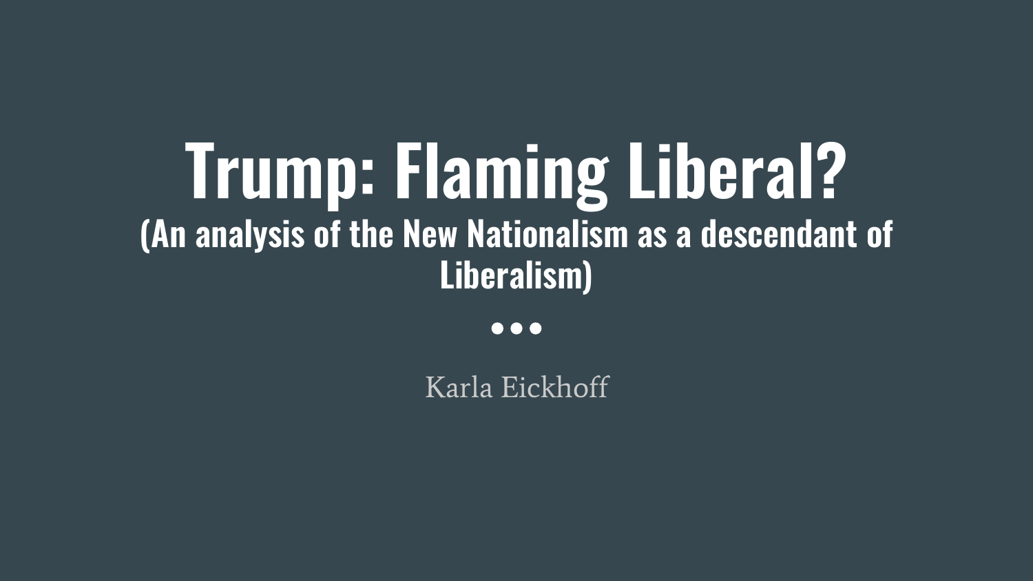# Trump: Flaming Liberal?

## (An analysis of the New Nationalism as a descendant of Liberalism)

Karla Eickhoff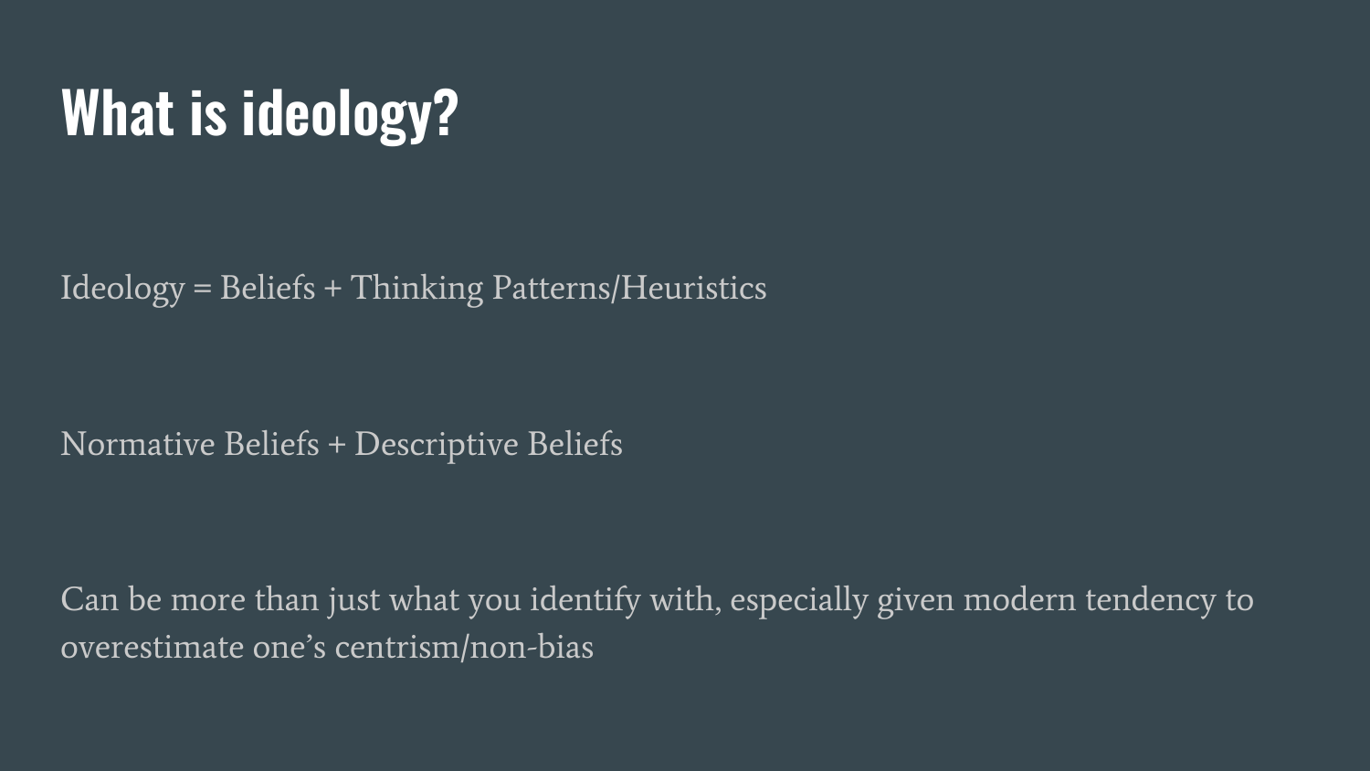# What is ideology?

Ideology = Beliefs + Thinking Patterns/Heuristics

Normative Beliefs + Descriptive Beliefs

Can be more than just what you identify with, especially given modern tendency to overestimate one's centrism/non-bias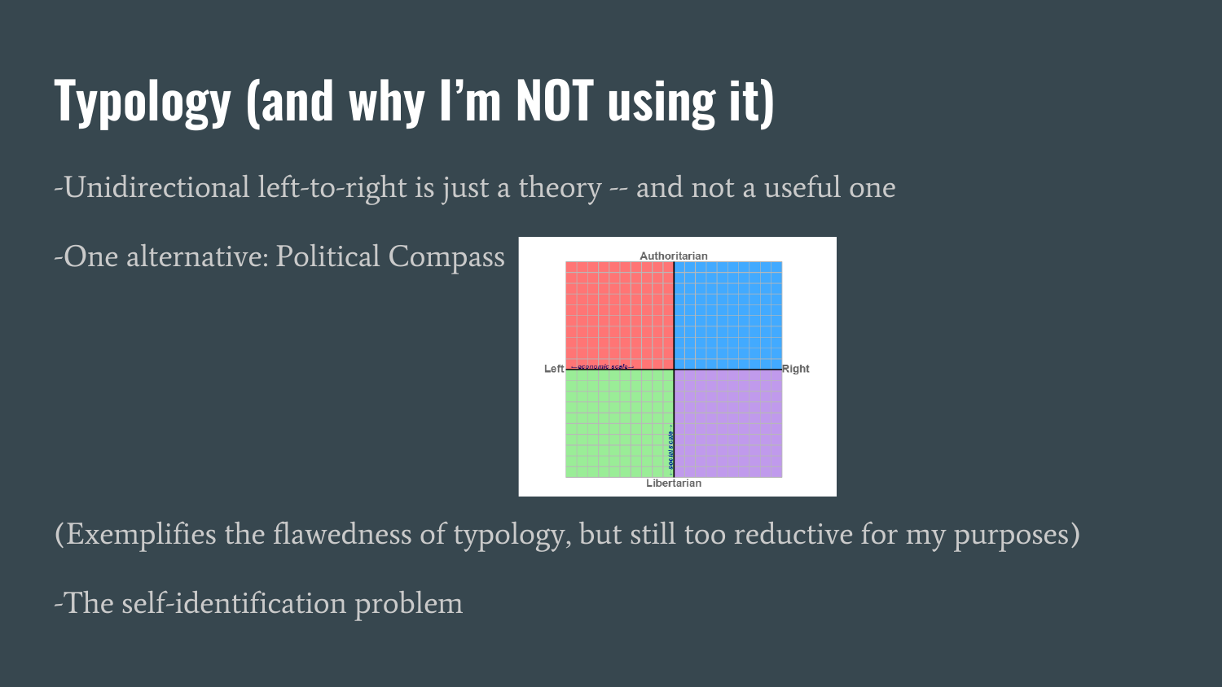# Typology (and why I'm NOT using it)

-Unidirectional left-to-right is just a theory -- and not a useful one

-One alternative: Political Compass

(Exemplifies the flawedness of typology, but still too reductive for my purposes)

-The self-identification problem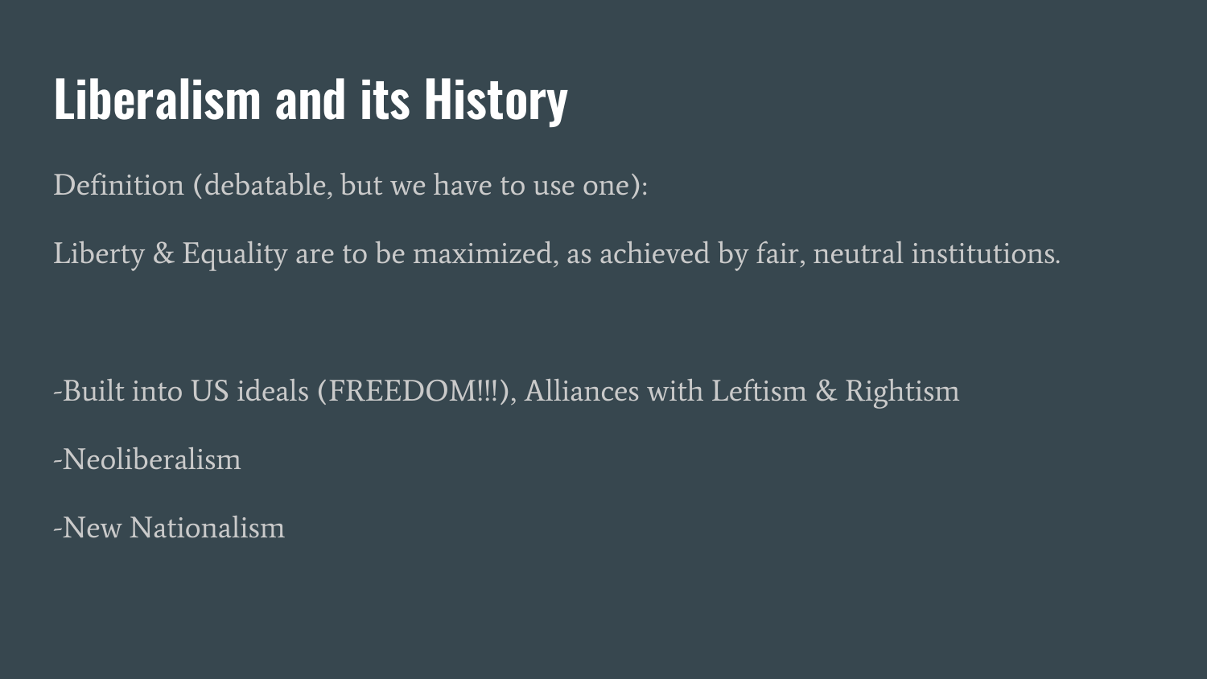# Liberalism and its History

Definition (debatable, but we have to use one):

Liberty & Equality are to be maximized, as achieved by fair, neutral institutions.

-Built into US ideals (FREEDOM!!!), Alliances with Leftism & Rightism

-Neoliberalism

-New Nationalism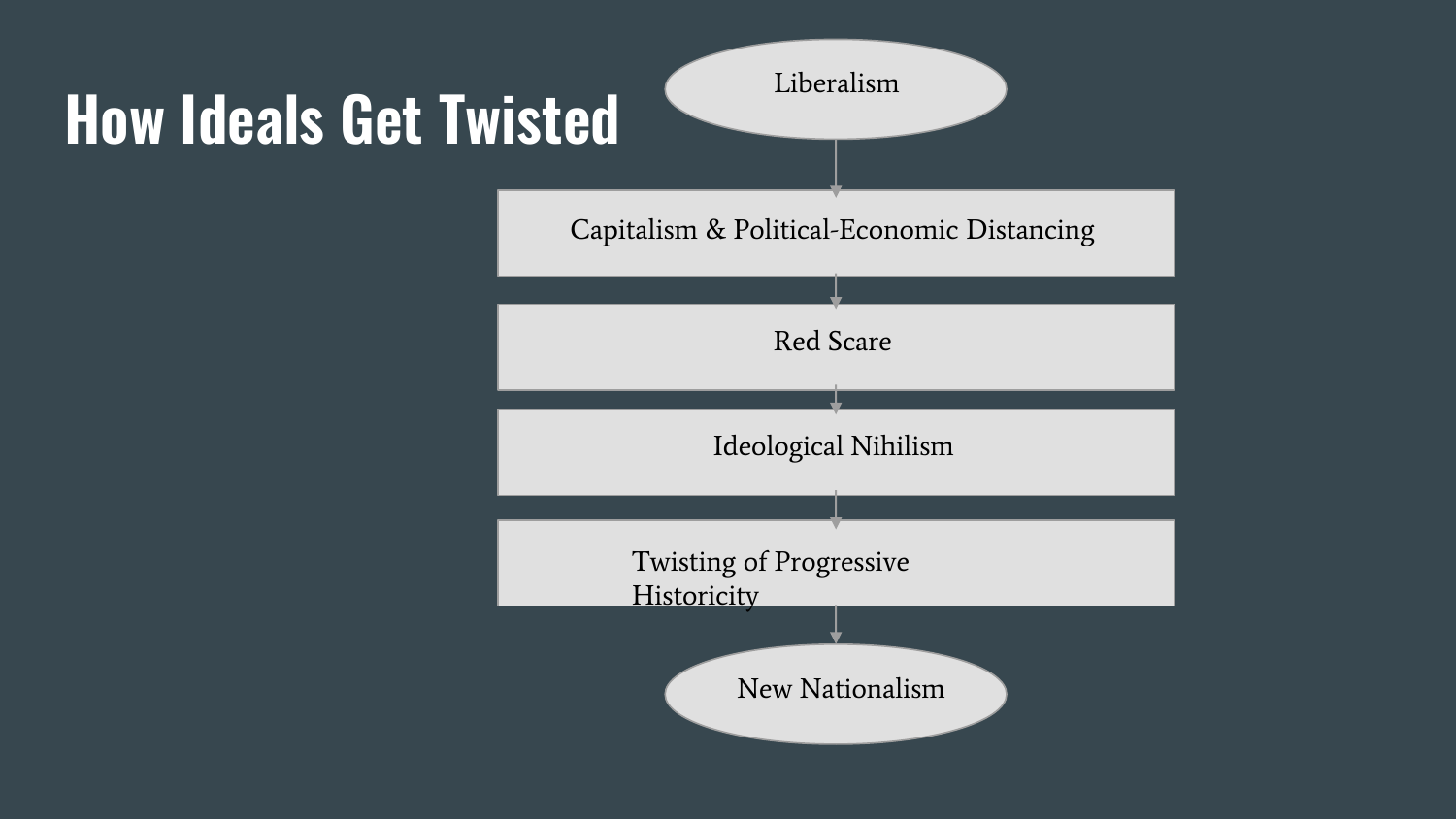# How Ideals Get Twisted

Liberalism

↓

Capitalism & Political-Economic Distancing

↓

Red Scare

↓

Ideological Nihilism

↓

Twisting of Progressive Historicity

↓

New Nationalism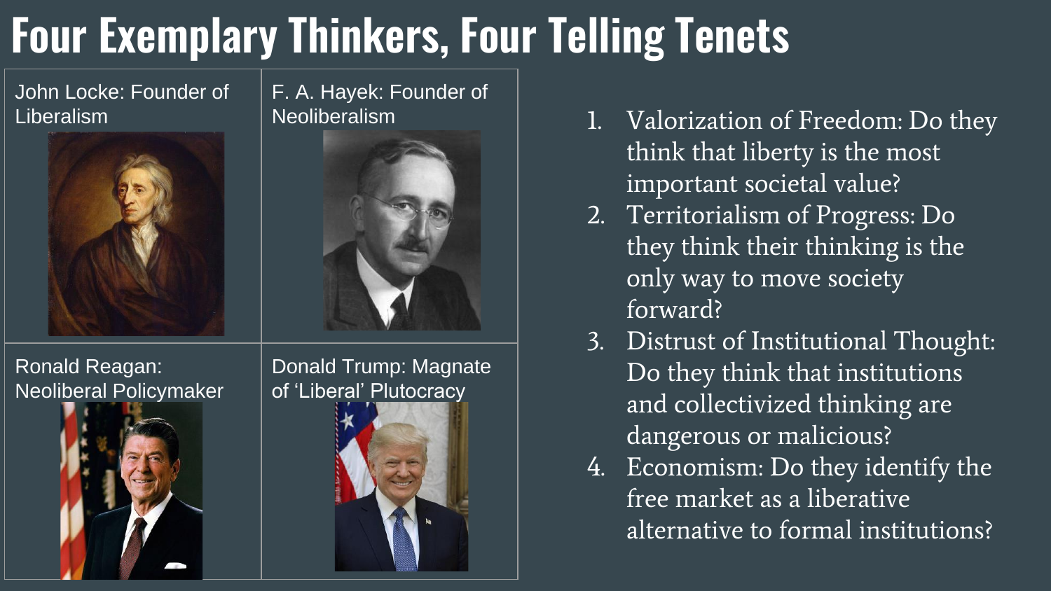# Four Exemplary Thinkers, Four Telling Tenets

John Locke: Founder of Liberalism

F. A. Hayek: Founder of Neoliberalism

Ronald Reagan: Neoliberal Policymaker

Donald Trump: Magnate of 'Liberal' Plutocracy

1. Valorization of Freedom: Do they think that liberty is the most important societal value?
2. Territorialism of Progress: Do they think their thinking is the only way to move society forward?
3. Distrust of Institutional Thought: Do they think that institutions and collectivized thinking are dangerous or malicious?
4. Economism: Do they identify the free market as a liberative alternative to formal institutions?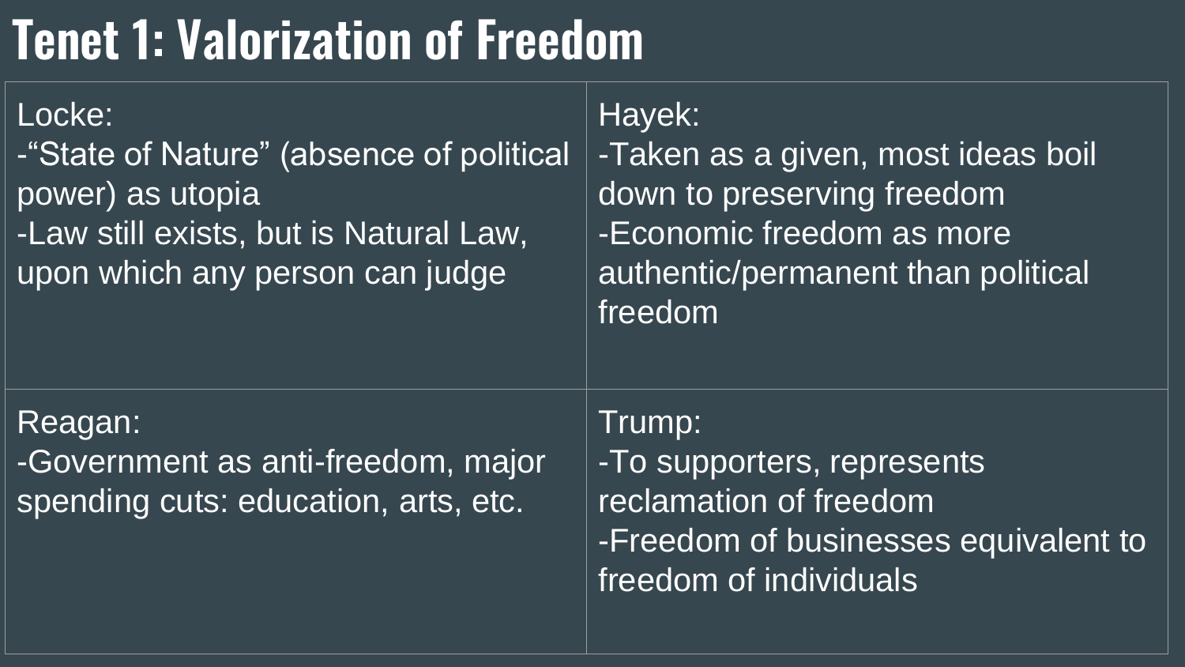# Tenet 1: Valorization of Freedom

| | |
|---|---|
| Locke:<br>-"State of Nature" (absence of political power) as utopia<br>-Law still exists, but is Natural Law, upon which any person can judge | Hayek:<br>-Taken as a given, most ideas boil down to preserving freedom<br>-Economic freedom as more authentic/permanent than political freedom |
| Reagan:<br>-Government as anti-freedom, major spending cuts: education, arts, etc. | Trump:<br>-To supporters, represents reclamation of freedom<br>-Freedom of businesses equivalent to freedom of individuals |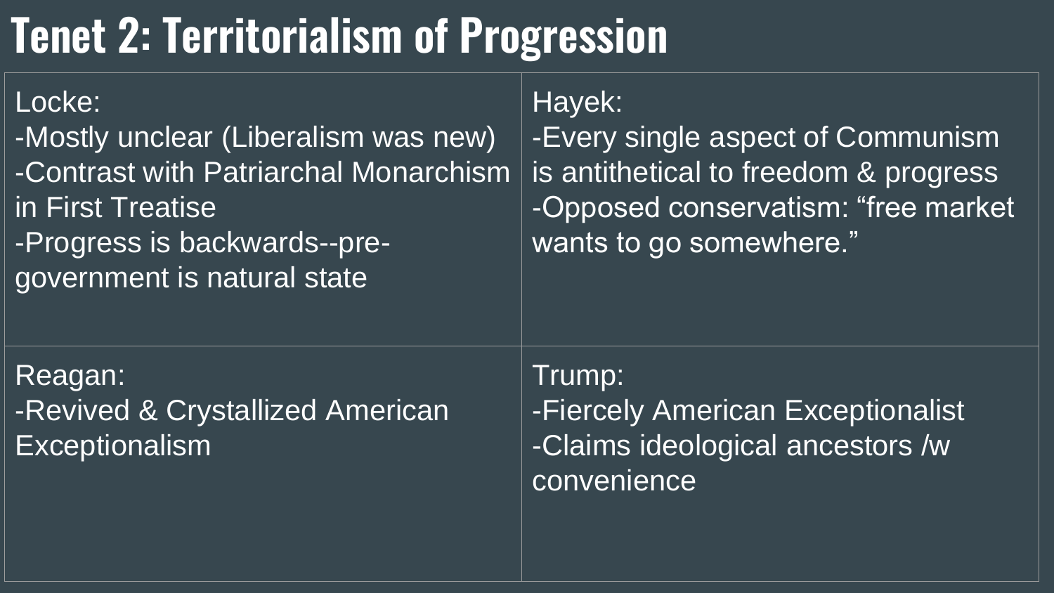# Tenet 2: Territorialism of Progression

| Locke: -Mostly unclear (Liberalism was new) -Contrast with Patriarchal Monarchism in First Treatise -Progress is backwards--pre-government is natural state | Hayek: -Every single aspect of Communism is antithetical to freedom & progress -Opposed conservatism: “free market wants to go somewhere.” |
|---|---|
| Reagan: -Revived & Crystallized American Exceptionalism | Trump: -Fiercely American Exceptionalist -Claims ideological ancestors /w convenience |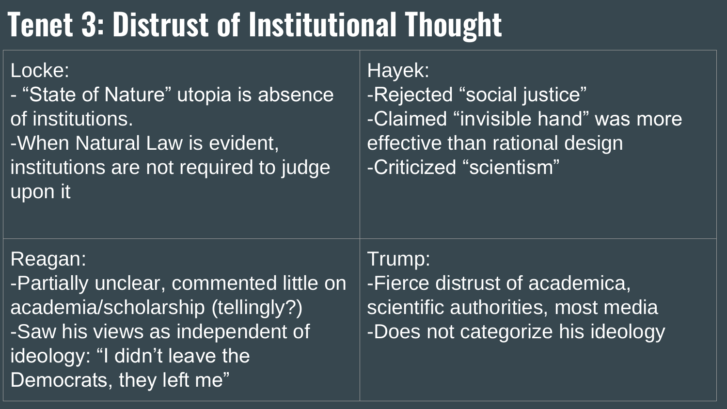# Tenet 3: Distrust of Institutional Thought

| Locke:<br>- “State of Nature” utopia is absence of institutions.<br>-When Natural Law is evident, institutions are not required to judge upon it | Hayek:<br>-Rejected “social justice”<br>-Claimed “invisible hand” was more effective than rational design<br>-Criticized “scientism” |
|---|---|
| Reagan:<br>-Partially unclear, commented little on academia/scholarship (tellingly?)<br>-Saw his views as independent of ideology: “I didn’t leave the Democrats, they left me” | Trump:<br>-Fierce distrust of academica, scientific authorities, most media<br>-Does not categorize his ideology |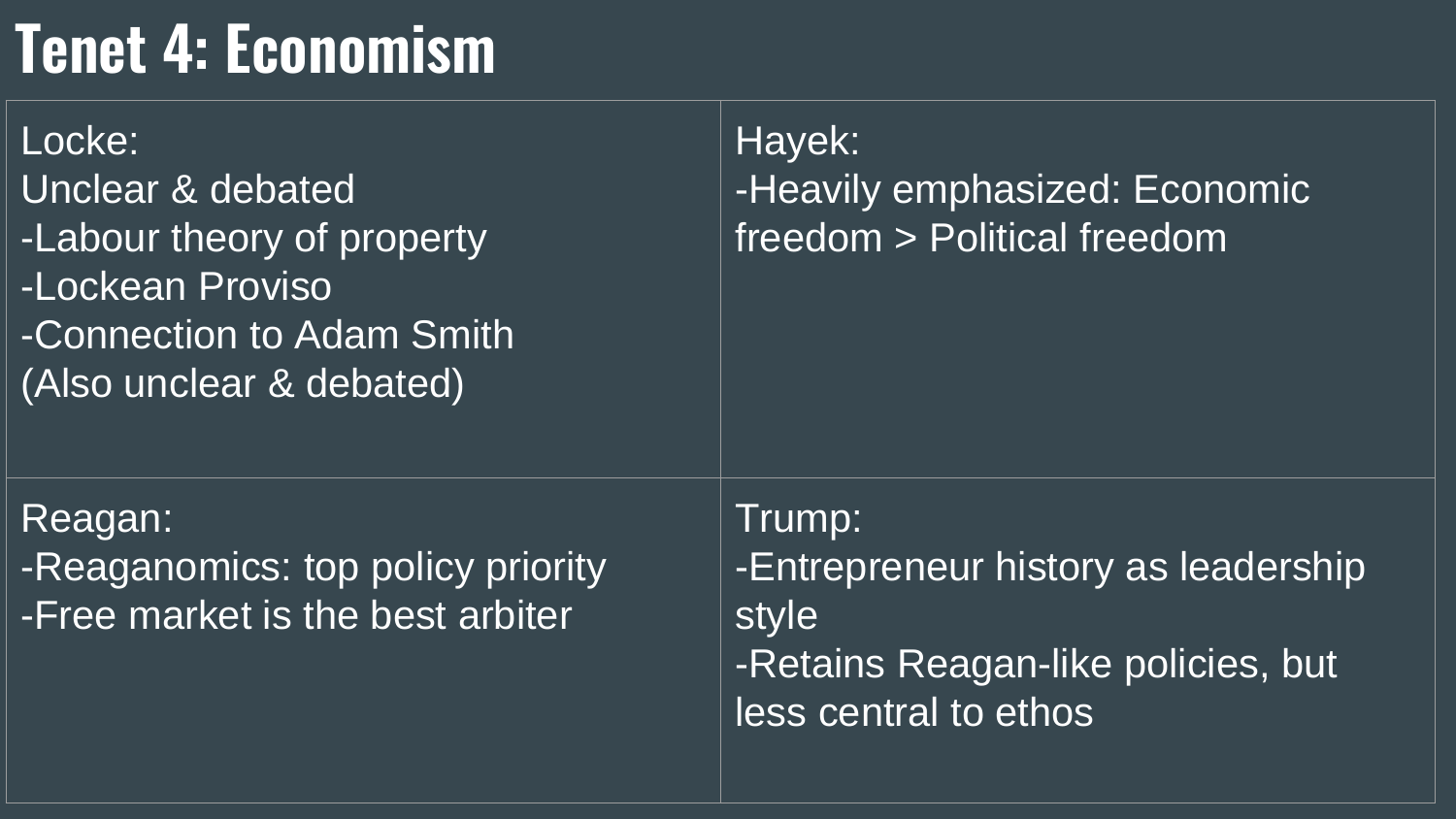# Tenet 4: Economism

Locke:
Unclear & debated
- Labour theory of property
- Lockean Proviso
- Connection to Adam Smith
(Also unclear & debated)

Hayek:
- Heavily emphasized: Economic freedom > Political freedom

Reagan:
- Reaganomics: top policy priority
- Free market is the best arbiter

Trump:
- Entrepreneur history as leadership style
- Retains Reagan-like policies, but less central to ethos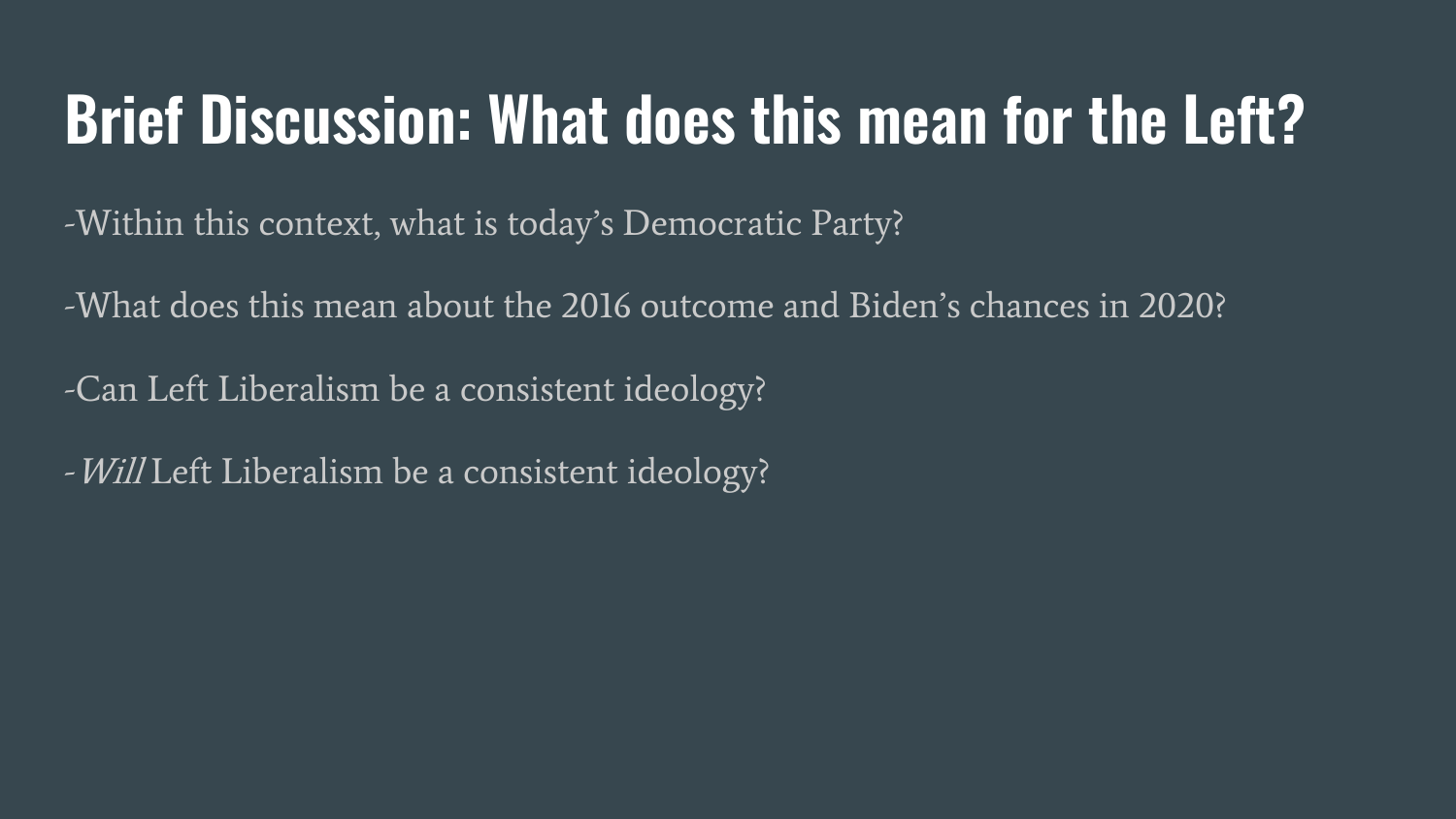# Brief Discussion: What does this mean for the Left?

-Within this context, what is today's Democratic Party?

-What does this mean about the 2016 outcome and Biden's chances in 2020?

-Can Left Liberalism be a consistent ideology?

-*Will* Left Liberalism be a consistent ideology?